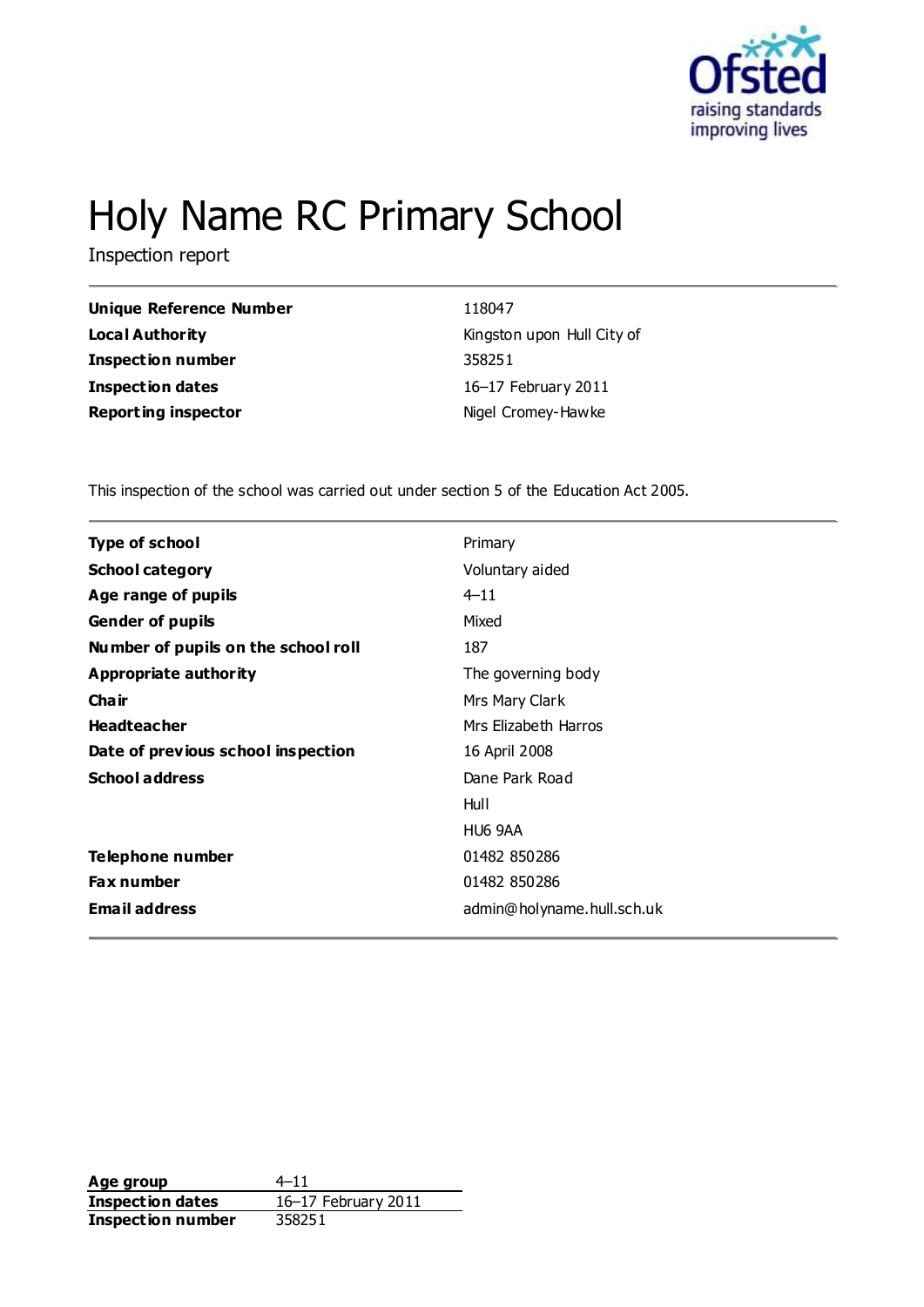# Holy Name RC Primary School

Inspection report

| | |
|---|---|
| **Unique Reference Number** | 118047 |
| **Local Authority** | Kingston upon Hull City of |
| **Inspection number** | 358251 |
| **Inspection dates** | 16–17 February 2011 |
| **Reporting inspector** | Nigel Cromey-Hawke |

This inspection of the school was carried out under section 5 of the Education Act 2005.

| | |
|---|---|
| **Type of school** | Primary |
| **School category** | Voluntary aided |
| **Age range of pupils** | 4–11 |
| **Gender of pupils** | Mixed |
| **Number of pupils on the school roll** | 187 |
| **Appropriate authority** | The governing body |
| **Chair** | Mrs Mary Clark |
| **Headteacher** | Mrs Elizabeth Harros |
| **Date of previous school inspection** | 16 April 2008 |
| **School address** | Dane Park Road<br>Hull<br>HU6 9AA |
| **Telephone number** | 01482 850286 |
| **Fax number** | 01482 850286 |
| **Email address** | admin@holyname.hull.sch.uk |

| | |
|---|---|
| **Age group** | 4–11 |
| **Inspection dates** | 16–17 February 2011 |
| **Inspection number** | 358251 |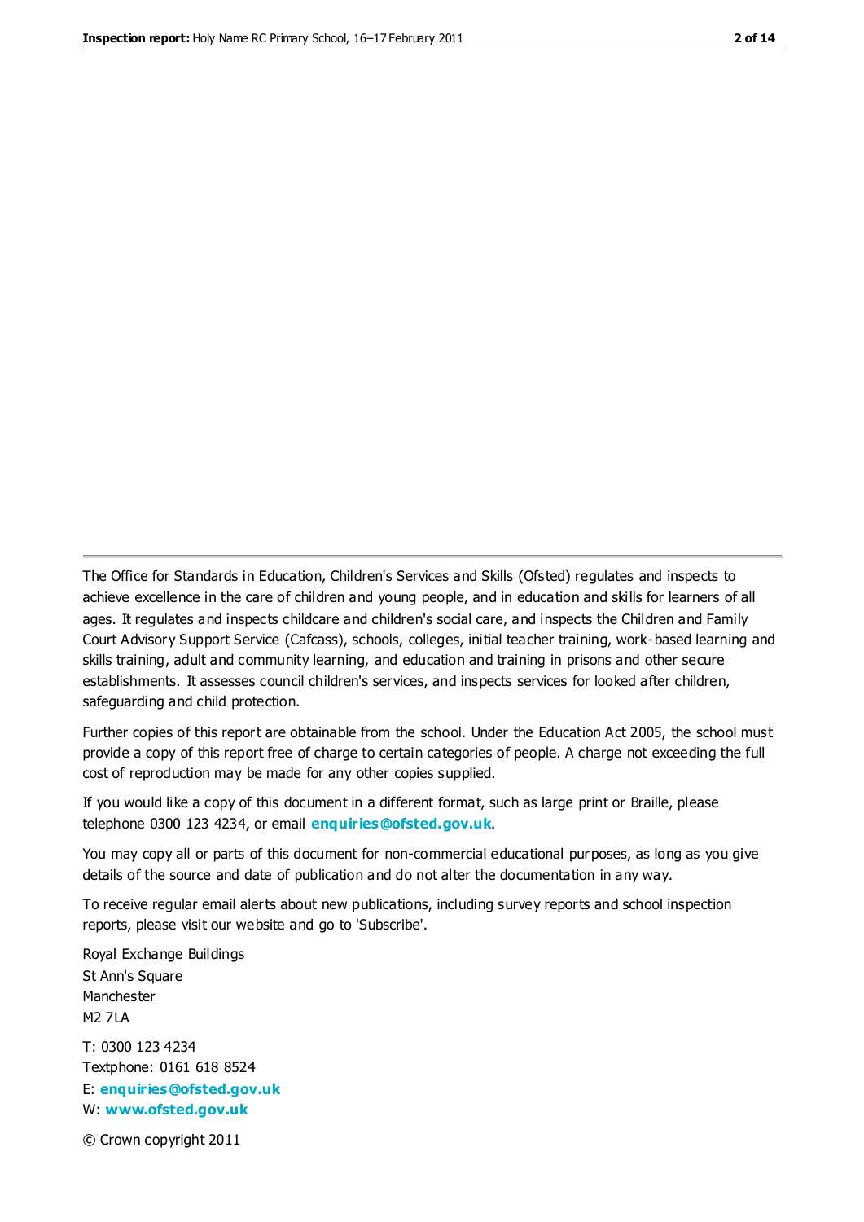The Office for Standards in Education, Children's Services and Skills (Ofsted) regulates and inspects to achieve excellence in the care of children and young people, and in education and skills for learners of all ages. It regulates and inspects childcare and children's social care, and inspects the Children and Family Court Advisory Support Service (Cafcass), schools, colleges, initial teacher training, work-based learning and skills training, adult and community learning, and education and training in prisons and other secure establishments. It assesses council children's services, and inspects services for looked after children, safeguarding and child protection.

Further copies of this report are obtainable from the school. Under the Education Act 2005, the school must provide a copy of this report free of charge to certain categories of people. A charge not exceeding the full cost of reproduction may be made for any other copies supplied.

If you would like a copy of this document in a different format, such as large print or Braille, please telephone 0300 123 4234, or email **enquiries@ofsted.gov.uk**.

You may copy all or parts of this document for non-commercial educational purposes, as long as you give details of the source and date of publication and do not alter the documentation in any way.

To receive regular email alerts about new publications, including survey reports and school inspection reports, please visit our website and go to 'Subscribe'.

Royal Exchange Buildings
St Ann's Square
Manchester
M2 7LA

T: 0300 123 4234
Textphone: 0161 618 8524
E: **enquiries@ofsted.gov.uk**
W: **www.ofsted.gov.uk**

© Crown copyright 2011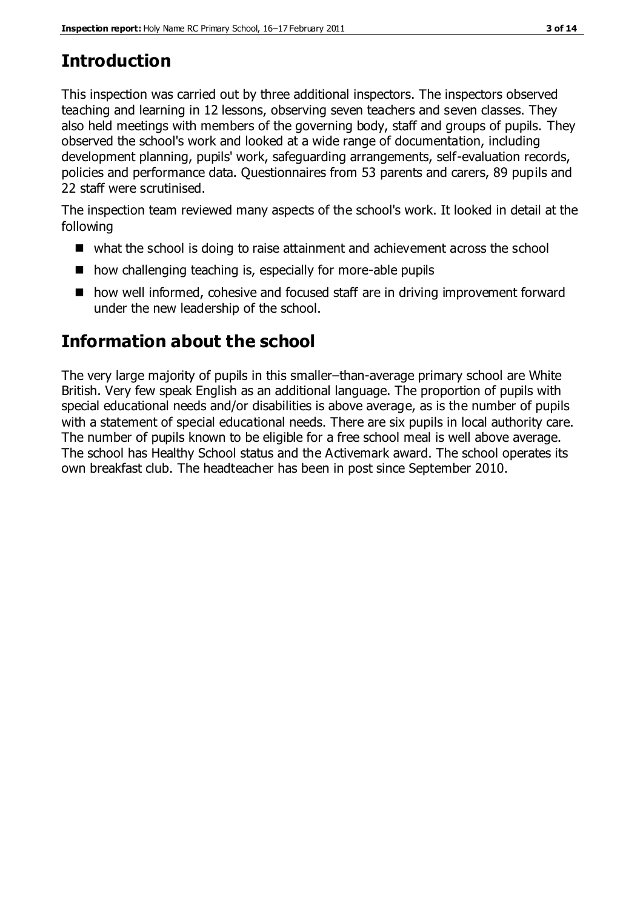## Introduction

This inspection was carried out by three additional inspectors. The inspectors observed teaching and learning in 12 lessons, observing seven teachers and seven classes. They also held meetings with members of the governing body, staff and groups of pupils. They observed the school's work and looked at a wide range of documentation, including development planning, pupils' work, safeguarding arrangements, self-evaluation records, policies and performance data. Questionnaires from 53 parents and carers, 89 pupils and 22 staff were scrutinised.

The inspection team reviewed many aspects of the school's work. It looked in detail at the following

- what the school is doing to raise attainment and achievement across the school
- how challenging teaching is, especially for more-able pupils
- how well informed, cohesive and focused staff are in driving improvement forward under the new leadership of the school.

## Information about the school

The very large majority of pupils in this smaller–than-average primary school are White British. Very few speak English as an additional language. The proportion of pupils with special educational needs and/or disabilities is above average, as is the number of pupils with a statement of special educational needs. There are six pupils in local authority care. The number of pupils known to be eligible for a free school meal is well above average. The school has Healthy School status and the Activemark award. The school operates its own breakfast club. The headteacher has been in post since September 2010.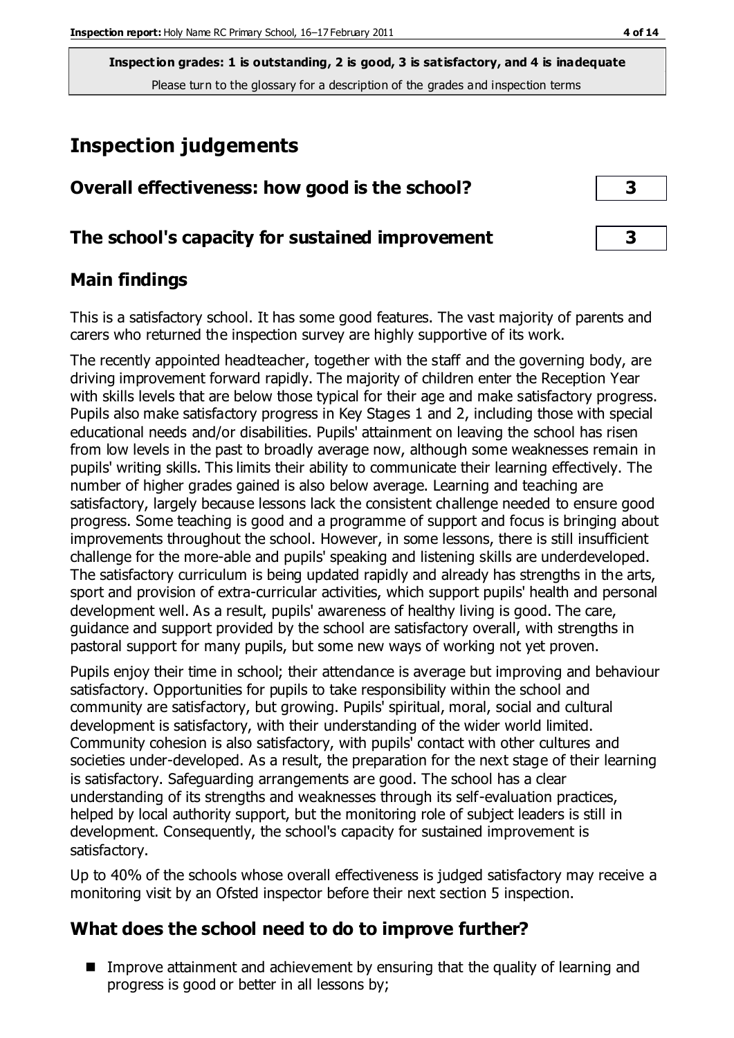**Inspection grades: 1 is outstanding, 2 is good, 3 is satisfactory, and 4 is inadequate**
Please turn to the glossary for a description of the grades and inspection terms

# Inspection judgements

## Overall effectiveness: how good is the school? 3

## The school's capacity for sustained improvement 3

## Main findings

This is a satisfactory school. It has some good features. The vast majority of parents and carers who returned the inspection survey are highly supportive of its work.

The recently appointed headteacher, together with the staff and the governing body, are driving improvement forward rapidly. The majority of children enter the Reception Year with skills levels that are below those typical for their age and make satisfactory progress. Pupils also make satisfactory progress in Key Stages 1 and 2, including those with special educational needs and/or disabilities. Pupils' attainment on leaving the school has risen from low levels in the past to broadly average now, although some weaknesses remain in pupils' writing skills. This limits their ability to communicate their learning effectively. The number of higher grades gained is also below average. Learning and teaching are satisfactory, largely because lessons lack the consistent challenge needed to ensure good progress. Some teaching is good and a programme of support and focus is bringing about improvements throughout the school. However, in some lessons, there is still insufficient challenge for the more-able and pupils' speaking and listening skills are underdeveloped. The satisfactory curriculum is being updated rapidly and already has strengths in the arts, sport and provision of extra-curricular activities, which support pupils' health and personal development well. As a result, pupils' awareness of healthy living is good. The care, guidance and support provided by the school are satisfactory overall, with strengths in pastoral support for many pupils, but some new ways of working not yet proven.

Pupils enjoy their time in school; their attendance is average but improving and behaviour satisfactory. Opportunities for pupils to take responsibility within the school and community are satisfactory, but growing. Pupils' spiritual, moral, social and cultural development is satisfactory, with their understanding of the wider world limited. Community cohesion is also satisfactory, with pupils' contact with other cultures and societies under-developed. As a result, the preparation for the next stage of their learning is satisfactory. Safeguarding arrangements are good. The school has a clear understanding of its strengths and weaknesses through its self-evaluation practices, helped by local authority support, but the monitoring role of subject leaders is still in development. Consequently, the school's capacity for sustained improvement is satisfactory.

Up to 40% of the schools whose overall effectiveness is judged satisfactory may receive a monitoring visit by an Ofsted inspector before their next section 5 inspection.

## What does the school need to do to improve further?

- Improve attainment and achievement by ensuring that the quality of learning and progress is good or better in all lessons by;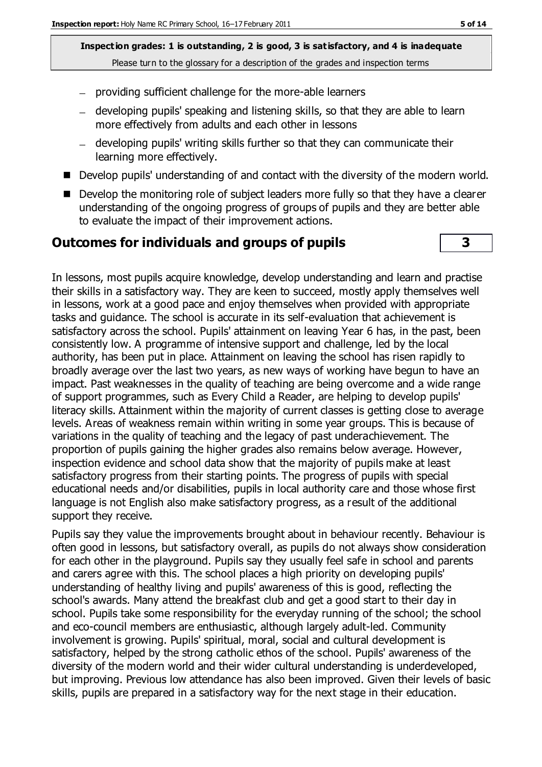**Inspection grades: 1 is outstanding, 2 is good, 3 is satisfactory, and 4 is inadequate**
Please turn to the glossary for a description of the grades and inspection terms

- providing sufficient challenge for the more-able learners
- developing pupils' speaking and listening skills, so that they are able to learn more effectively from adults and each other in lessons
- developing pupils' writing skills further so that they can communicate their learning more effectively.

- Develop pupils' understanding of and contact with the diversity of the modern world.
- Develop the monitoring role of subject leaders more fully so that they have a clearer understanding of the ongoing progress of groups of pupils and they are better able to evaluate the impact of their improvement actions.

## Outcomes for individuals and groups of pupils — 3

In lessons, most pupils acquire knowledge, develop understanding and learn and practise their skills in a satisfactory way. They are keen to succeed, mostly apply themselves well in lessons, work at a good pace and enjoy themselves when provided with appropriate tasks and guidance. The school is accurate in its self-evaluation that achievement is satisfactory across the school. Pupils' attainment on leaving Year 6 has, in the past, been consistently low. A programme of intensive support and challenge, led by the local authority, has been put in place. Attainment on leaving the school has risen rapidly to broadly average over the last two years, as new ways of working have begun to have an impact. Past weaknesses in the quality of teaching are being overcome and a wide range of support programmes, such as Every Child a Reader, are helping to develop pupils' literacy skills. Attainment within the majority of current classes is getting close to average levels. Areas of weakness remain within writing in some year groups. This is because of variations in the quality of teaching and the legacy of past underachievement. The proportion of pupils gaining the higher grades also remains below average. However, inspection evidence and school data show that the majority of pupils make at least satisfactory progress from their starting points. The progress of pupils with special educational needs and/or disabilities, pupils in local authority care and those whose first language is not English also make satisfactory progress, as a result of the additional support they receive.

Pupils say they value the improvements brought about in behaviour recently. Behaviour is often good in lessons, but satisfactory overall, as pupils do not always show consideration for each other in the playground. Pupils say they usually feel safe in school and parents and carers agree with this. The school places a high priority on developing pupils' understanding of healthy living and pupils' awareness of this is good, reflecting the school's awards. Many attend the breakfast club and get a good start to their day in school. Pupils take some responsibility for the everyday running of the school; the school and eco-council members are enthusiastic, although largely adult-led. Community involvement is growing. Pupils' spiritual, moral, social and cultural development is satisfactory, helped by the strong catholic ethos of the school. Pupils' awareness of the diversity of the modern world and their wider cultural understanding is underdeveloped, but improving. Previous low attendance has also been improved. Given their levels of basic skills, pupils are prepared in a satisfactory way for the next stage in their education.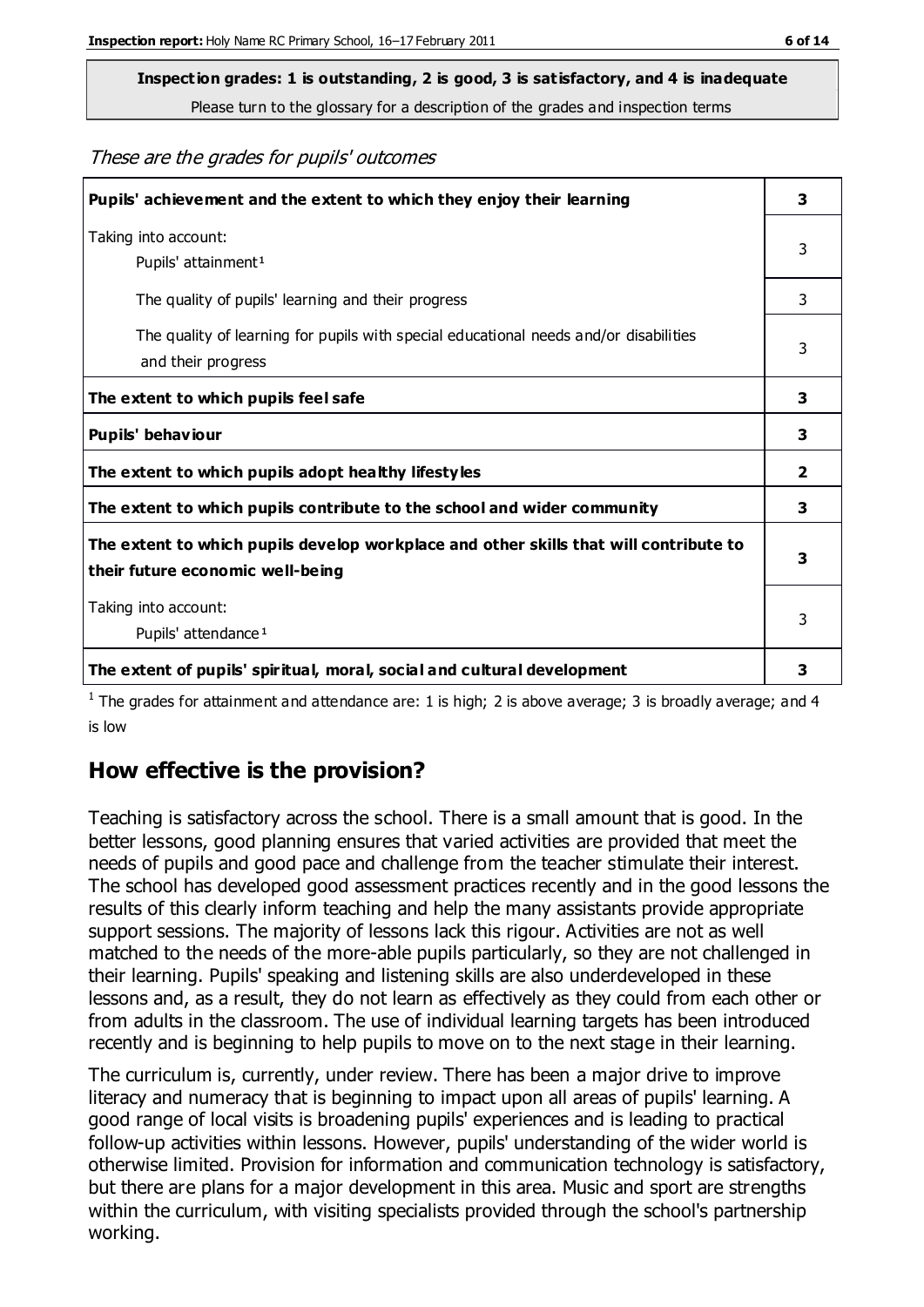**Inspection grades: 1 is outstanding, 2 is good, 3 is satisfactory, and 4 is inadequate**

Please turn to the glossary for a description of the grades and inspection terms

*These are the grades for pupils' outcomes*

| | |
|---|---|
| **Pupils' achievement and the extent to which they enjoy their learning** | **3** |
| Taking into account: Pupils' attainment[1] | 3 |
| The quality of pupils' learning and their progress | 3 |
| The quality of learning for pupils with special educational needs and/or disabilities and their progress | 3 |
| **The extent to which pupils feel safe** | **3** |
| **Pupils' behaviour** | **3** |
| **The extent to which pupils adopt healthy lifestyles** | **2** |
| **The extent to which pupils contribute to the school and wider community** | **3** |
| **The extent to which pupils develop workplace and other skills that will contribute to their future economic well-being** | **3** |
| Taking into account: Pupils' attendance[1] | 3 |
| **The extent of pupils' spiritual, moral, social and cultural development** | **3** |

[1] The grades for attainment and attendance are: 1 is high; 2 is above average; 3 is broadly average; and 4 is low

## How effective is the provision?

Teaching is satisfactory across the school. There is a small amount that is good. In the better lessons, good planning ensures that varied activities are provided that meet the needs of pupils and good pace and challenge from the teacher stimulate their interest. The school has developed good assessment practices recently and in the good lessons the results of this clearly inform teaching and help the many assistants provide appropriate support sessions. The majority of lessons lack this rigour. Activities are not as well matched to the needs of the more-able pupils particularly, so they are not challenged in their learning. Pupils' speaking and listening skills are also underdeveloped in these lessons and, as a result, they do not learn as effectively as they could from each other or from adults in the classroom. The use of individual learning targets has been introduced recently and is beginning to help pupils to move on to the next stage in their learning.

The curriculum is, currently, under review. There has been a major drive to improve literacy and numeracy that is beginning to impact upon all areas of pupils' learning. A good range of local visits is broadening pupils' experiences and is leading to practical follow-up activities within lessons. However, pupils' understanding of the wider world is otherwise limited. Provision for information and communication technology is satisfactory, but there are plans for a major development in this area. Music and sport are strengths within the curriculum, with visiting specialists provided through the school's partnership working.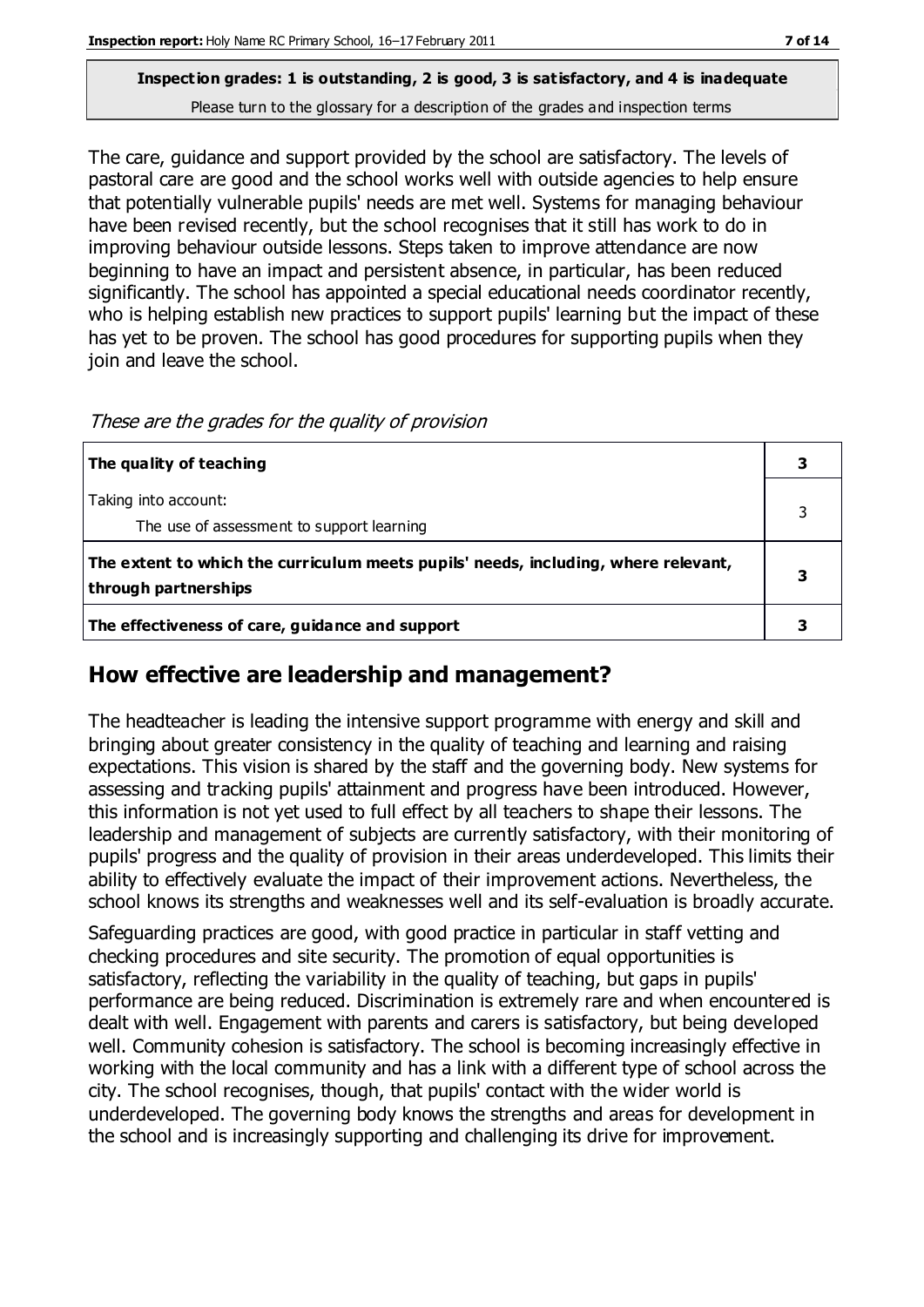**Inspection grades: 1 is outstanding, 2 is good, 3 is satisfactory, and 4 is inadequate**
Please turn to the glossary for a description of the grades and inspection terms

The care, guidance and support provided by the school are satisfactory. The levels of pastoral care are good and the school works well with outside agencies to help ensure that potentially vulnerable pupils' needs are met well. Systems for managing behaviour have been revised recently, but the school recognises that it still has work to do in improving behaviour outside lessons. Steps taken to improve attendance are now beginning to have an impact and persistent absence, in particular, has been reduced significantly. The school has appointed a special educational needs coordinator recently, who is helping establish new practices to support pupils' learning but the impact of these has yet to be proven. The school has good procedures for supporting pupils when they join and leave the school.

*These are the grades for the quality of provision*

| | |
|---|---|
| **The quality of teaching** | **3** |
| Taking into account:<br>The use of assessment to support learning | 3 |
| **The extent to which the curriculum meets pupils' needs, including, where relevant, through partnerships** | **3** |
| **The effectiveness of care, guidance and support** | **3** |

## How effective are leadership and management?

The headteacher is leading the intensive support programme with energy and skill and bringing about greater consistency in the quality of teaching and learning and raising expectations. This vision is shared by the staff and the governing body. New systems for assessing and tracking pupils' attainment and progress have been introduced. However, this information is not yet used to full effect by all teachers to shape their lessons. The leadership and management of subjects are currently satisfactory, with their monitoring of pupils' progress and the quality of provision in their areas underdeveloped. This limits their ability to effectively evaluate the impact of their improvement actions. Nevertheless, the school knows its strengths and weaknesses well and its self-evaluation is broadly accurate.

Safeguarding practices are good, with good practice in particular in staff vetting and checking procedures and site security. The promotion of equal opportunities is satisfactory, reflecting the variability in the quality of teaching, but gaps in pupils' performance are being reduced. Discrimination is extremely rare and when encountered is dealt with well. Engagement with parents and carers is satisfactory, but being developed well. Community cohesion is satisfactory. The school is becoming increasingly effective in working with the local community and has a link with a different type of school across the city. The school recognises, though, that pupils' contact with the wider world is underdeveloped. The governing body knows the strengths and areas for development in the school and is increasingly supporting and challenging its drive for improvement.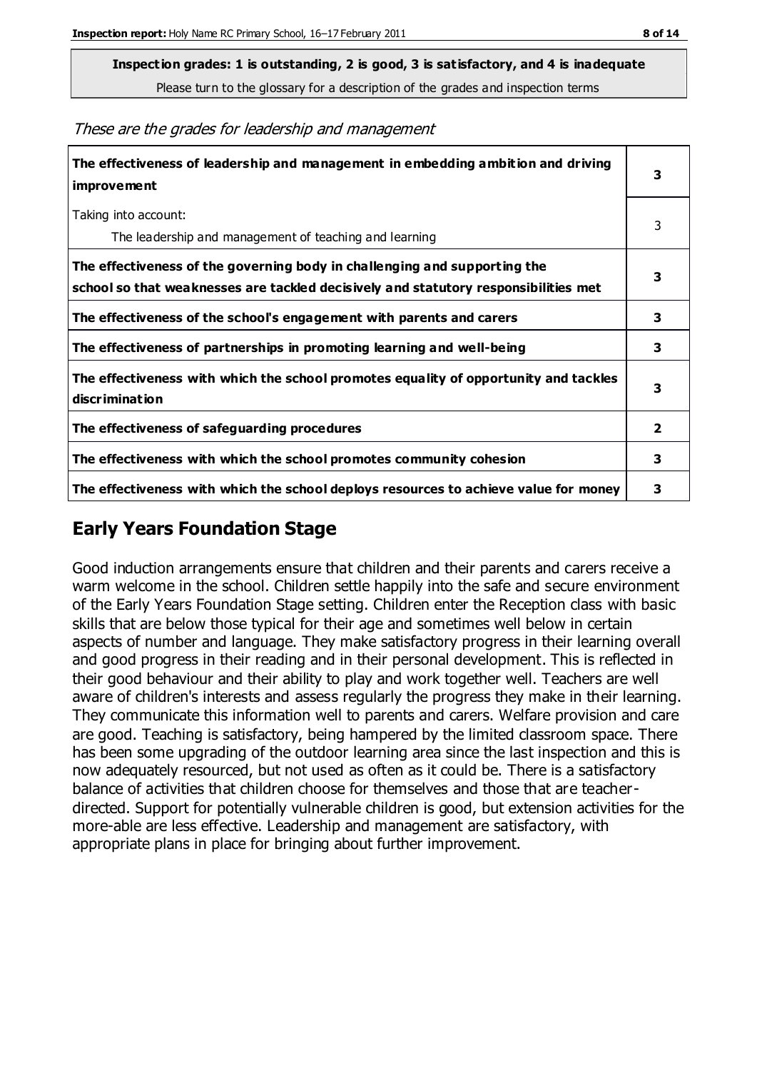**Inspection grades: 1 is outstanding, 2 is good, 3 is satisfactory, and 4 is inadequate**
Please turn to the glossary for a description of the grades and inspection terms

*These are the grades for leadership and management*

| | |
|---|---|
| **The effectiveness of leadership and management in embedding ambition and driving improvement** | **3** |
| Taking into account: The leadership and management of teaching and learning | 3 |
| **The effectiveness of the governing body in challenging and supporting the school so that weaknesses are tackled decisively and statutory responsibilities met** | **3** |
| **The effectiveness of the school's engagement with parents and carers** | **3** |
| **The effectiveness of partnerships in promoting learning and well-being** | **3** |
| **The effectiveness with which the school promotes equality of opportunity and tackles discrimination** | **3** |
| **The effectiveness of safeguarding procedures** | **2** |
| **The effectiveness with which the school promotes community cohesion** | **3** |
| **The effectiveness with which the school deploys resources to achieve value for money** | **3** |

## Early Years Foundation Stage

Good induction arrangements ensure that children and their parents and carers receive a warm welcome in the school. Children settle happily into the safe and secure environment of the Early Years Foundation Stage setting. Children enter the Reception class with basic skills that are below those typical for their age and sometimes well below in certain aspects of number and language. They make satisfactory progress in their learning overall and good progress in their reading and in their personal development. This is reflected in their good behaviour and their ability to play and work together well. Teachers are well aware of children's interests and assess regularly the progress they make in their learning. They communicate this information well to parents and carers. Welfare provision and care are good. Teaching is satisfactory, being hampered by the limited classroom space. There has been some upgrading of the outdoor learning area since the last inspection and this is now adequately resourced, but not used as often as it could be. There is a satisfactory balance of activities that children choose for themselves and those that are teacher-directed. Support for potentially vulnerable children is good, but extension activities for the more-able are less effective. Leadership and management are satisfactory, with appropriate plans in place for bringing about further improvement.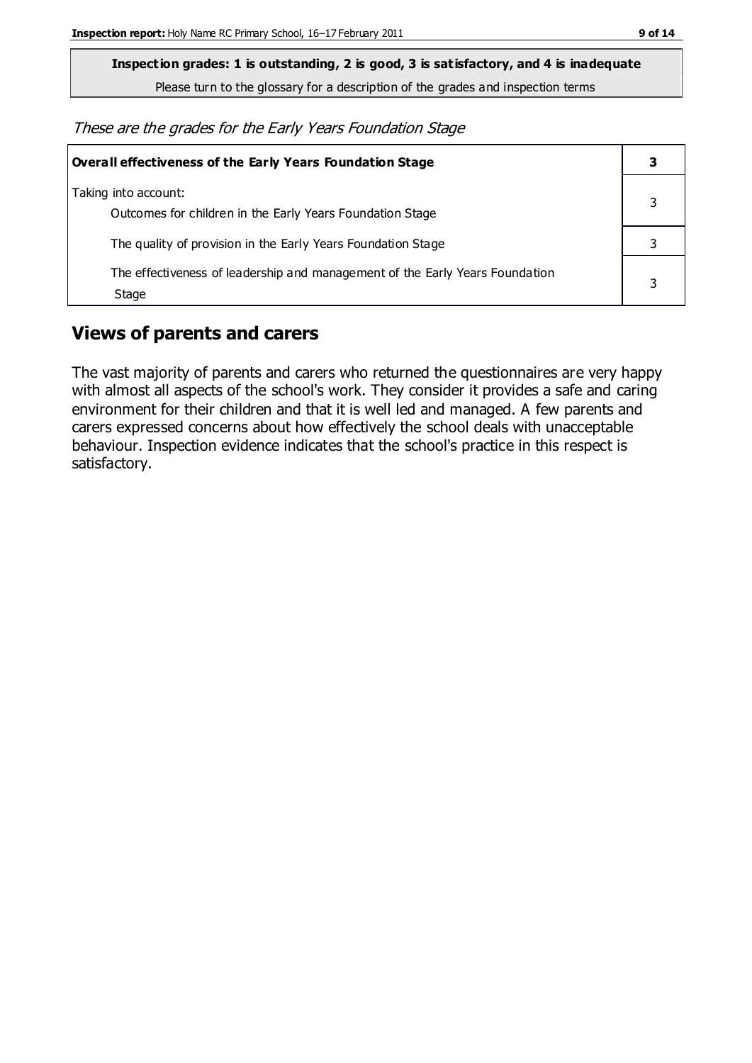**Inspection grades: 1 is outstanding, 2 is good, 3 is satisfactory, and 4 is inadequate**

Please turn to the glossary for a description of the grades and inspection terms

*These are the grades for the Early Years Foundation Stage*

| **Overall effectiveness of the Early Years Foundation Stage** | **3** |
|---|---|
| Taking into account:<br>Outcomes for children in the Early Years Foundation Stage | 3 |
| The quality of provision in the Early Years Foundation Stage | 3 |
| The effectiveness of leadership and management of the Early Years Foundation Stage | 3 |

## Views of parents and carers

The vast majority of parents and carers who returned the questionnaires are very happy with almost all aspects of the school's work. They consider it provides a safe and caring environment for their children and that it is well led and managed. A few parents and carers expressed concerns about how effectively the school deals with unacceptable behaviour. Inspection evidence indicates that the school's practice in this respect is satisfactory.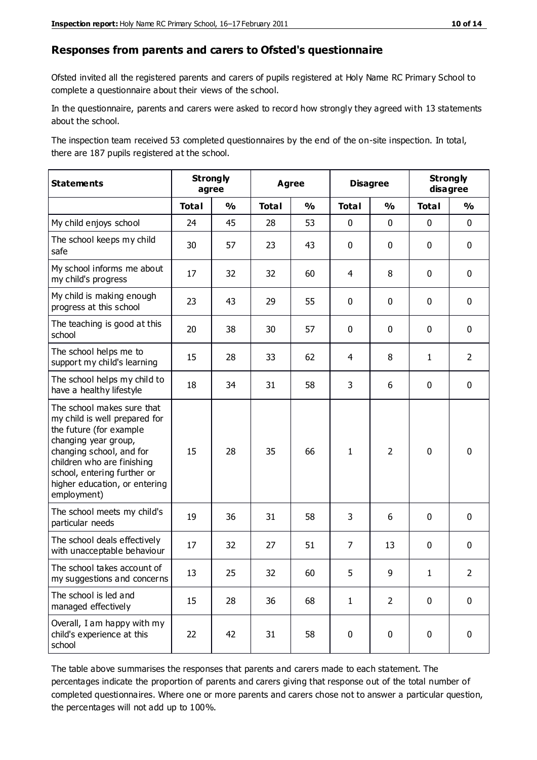## Responses from parents and carers to Ofsted's questionnaire

Ofsted invited all the registered parents and carers of pupils registered at Holy Name RC Primary School to complete a questionnaire about their views of the school.

In the questionnaire, parents and carers were asked to record how strongly they agreed with 13 statements about the school.

The inspection team received 53 completed questionnaires by the end of the on-site inspection. In total, there are 187 pupils registered at the school.

| Statements | Strongly agree | | Agree | | Disagree | | Strongly disagree | |
|---|---|---|---|---|---|---|---|---|
| | Total | % | Total | % | Total | % | Total | % |
| My child enjoys school | 24 | 45 | 28 | 53 | 0 | 0 | 0 | 0 |
| The school keeps my child safe | 30 | 57 | 23 | 43 | 0 | 0 | 0 | 0 |
| My school informs me about my child's progress | 17 | 32 | 32 | 60 | 4 | 8 | 0 | 0 |
| My child is making enough progress at this school | 23 | 43 | 29 | 55 | 0 | 0 | 0 | 0 |
| The teaching is good at this school | 20 | 38 | 30 | 57 | 0 | 0 | 0 | 0 |
| The school helps me to support my child's learning | 15 | 28 | 33 | 62 | 4 | 8 | 1 | 2 |
| The school helps my child to have a healthy lifestyle | 18 | 34 | 31 | 58 | 3 | 6 | 0 | 0 |
| The school makes sure that my child is well prepared for the future (for example changing year group, changing school, and for children who are finishing school, entering further or higher education, or entering employment) | 15 | 28 | 35 | 66 | 1 | 2 | 0 | 0 |
| The school meets my child's particular needs | 19 | 36 | 31 | 58 | 3 | 6 | 0 | 0 |
| The school deals effectively with unacceptable behaviour | 17 | 32 | 27 | 51 | 7 | 13 | 0 | 0 |
| The school takes account of my suggestions and concerns | 13 | 25 | 32 | 60 | 5 | 9 | 1 | 2 |
| The school is led and managed effectively | 15 | 28 | 36 | 68 | 1 | 2 | 0 | 0 |
| Overall, I am happy with my child's experience at this school | 22 | 42 | 31 | 58 | 0 | 0 | 0 | 0 |

The table above summarises the responses that parents and carers made to each statement. The percentages indicate the proportion of parents and carers giving that response out of the total number of completed questionnaires. Where one or more parents and carers chose not to answer a particular question, the percentages will not add up to 100%.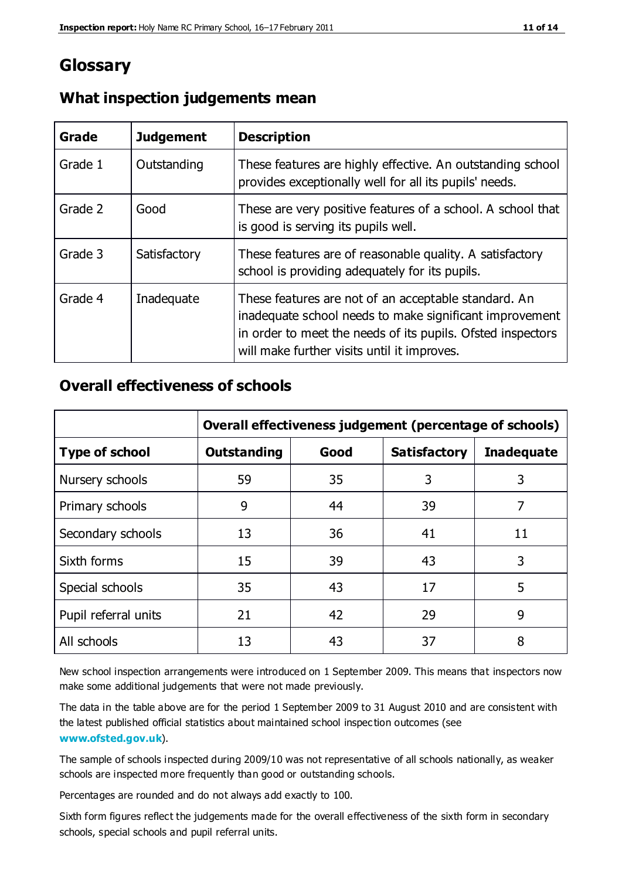# Glossary

## What inspection judgements mean

| Grade | Judgement | Description |
|---|---|---|
| Grade 1 | Outstanding | These features are highly effective. An outstanding school provides exceptionally well for all its pupils' needs. |
| Grade 2 | Good | These are very positive features of a school. A school that is good is serving its pupils well. |
| Grade 3 | Satisfactory | These features are of reasonable quality. A satisfactory school is providing adequately for its pupils. |
| Grade 4 | Inadequate | These features are not of an acceptable standard. An inadequate school needs to make significant improvement in order to meet the needs of its pupils. Ofsted inspectors will make further visits until it improves. |

## Overall effectiveness of schools

| | Overall effectiveness judgement (percentage of schools) | | | |
|---|---|---|---|---|
| **Type of school** | **Outstanding** | **Good** | **Satisfactory** | **Inadequate** |
| Nursery schools | 59 | 35 | 3 | 3 |
| Primary schools | 9 | 44 | 39 | 7 |
| Secondary schools | 13 | 36 | 41 | 11 |
| Sixth forms | 15 | 39 | 43 | 3 |
| Special schools | 35 | 43 | 17 | 5 |
| Pupil referral units | 21 | 42 | 29 | 9 |
| All schools | 13 | 43 | 37 | 8 |

New school inspection arrangements were introduced on 1 September 2009. This means that inspectors now make some additional judgements that were not made previously.

The data in the table above are for the period 1 September 2009 to 31 August 2010 and are consistent with the latest published official statistics about maintained school inspection outcomes (see **www.ofsted.gov.uk**).

The sample of schools inspected during 2009/10 was not representative of all schools nationally, as weaker schools are inspected more frequently than good or outstanding schools.

Percentages are rounded and do not always add exactly to 100.

Sixth form figures reflect the judgements made for the overall effectiveness of the sixth form in secondary schools, special schools and pupil referral units.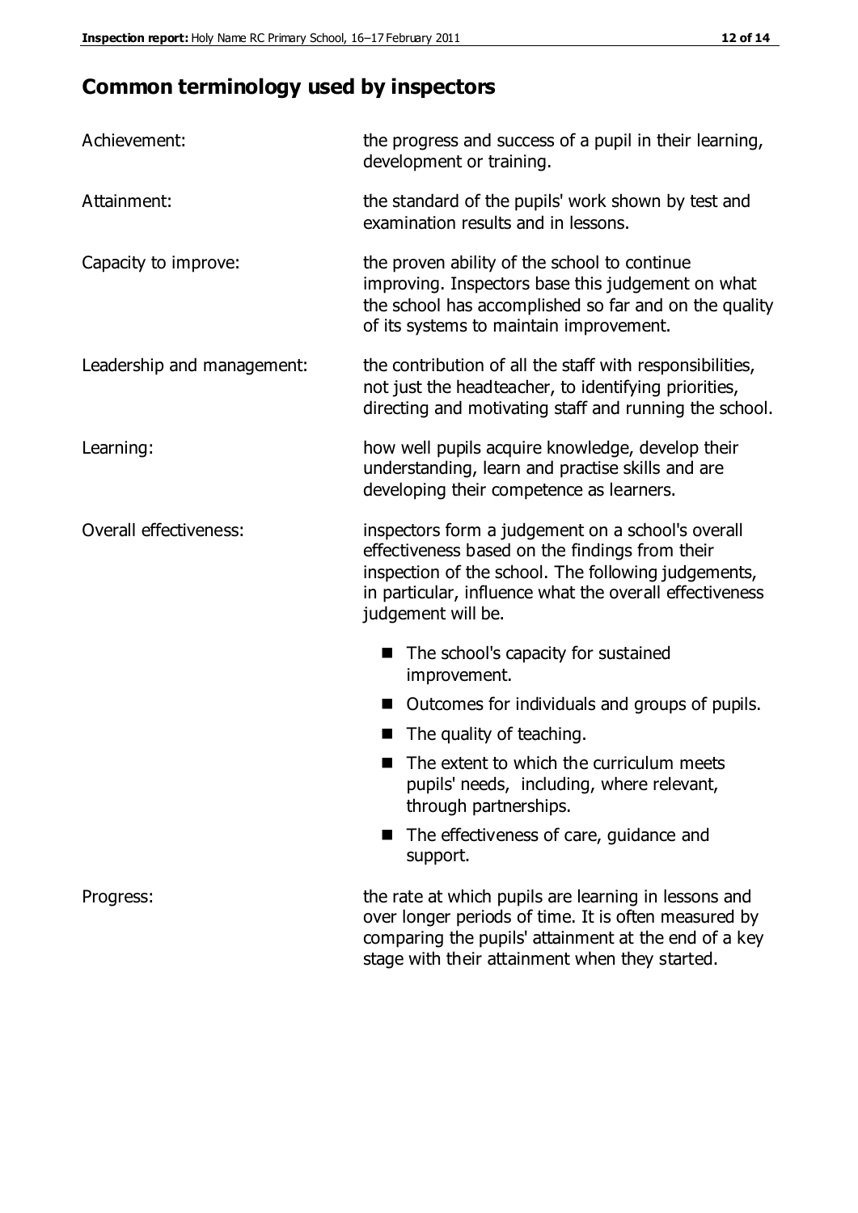## Common terminology used by inspectors

**Achievement:** the progress and success of a pupil in their learning, development or training.

**Attainment:** the standard of the pupils' work shown by test and examination results and in lessons.

**Capacity to improve:** the proven ability of the school to continue improving. Inspectors base this judgement on what the school has accomplished so far and on the quality of its systems to maintain improvement.

**Leadership and management:** the contribution of all the staff with responsibilities, not just the headteacher, to identifying priorities, directing and motivating staff and running the school.

**Learning:** how well pupils acquire knowledge, develop their understanding, learn and practise skills and are developing their competence as learners.

**Overall effectiveness:** inspectors form a judgement on a school's overall effectiveness based on the findings from their inspection of the school. The following judgements, in particular, influence what the overall effectiveness judgement will be.

- The school's capacity for sustained improvement.
- Outcomes for individuals and groups of pupils.
- The quality of teaching.
- The extent to which the curriculum meets pupils' needs, including, where relevant, through partnerships.
- The effectiveness of care, guidance and support.

**Progress:** the rate at which pupils are learning in lessons and over longer periods of time. It is often measured by comparing the pupils' attainment at the end of a key stage with their attainment when they started.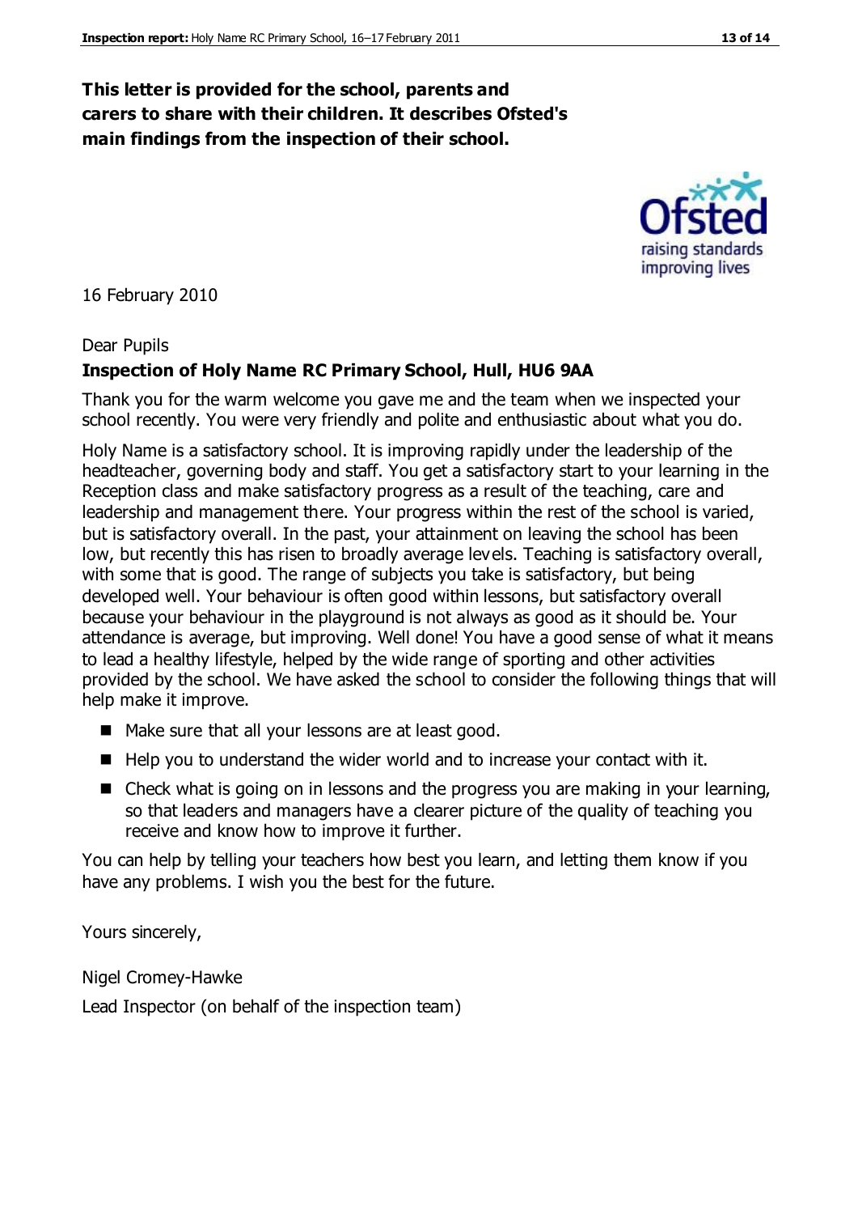**This letter is provided for the school, parents and carers to share with their children. It describes Ofsted's main findings from the inspection of their school.**

16 February 2010

Dear Pupils

**Inspection of Holy Name RC Primary School, Hull, HU6 9AA**

Thank you for the warm welcome you gave me and the team when we inspected your school recently. You were very friendly and polite and enthusiastic about what you do.

Holy Name is a satisfactory school. It is improving rapidly under the leadership of the headteacher, governing body and staff. You get a satisfactory start to your learning in the Reception class and make satisfactory progress as a result of the teaching, care and leadership and management there. Your progress within the rest of the school is varied, but is satisfactory overall. In the past, your attainment on leaving the school has been low, but recently this has risen to broadly average levels. Teaching is satisfactory overall, with some that is good. The range of subjects you take is satisfactory, but being developed well. Your behaviour is often good within lessons, but satisfactory overall because your behaviour in the playground is not always as good as it should be. Your attendance is average, but improving. Well done! You have a good sense of what it means to lead a healthy lifestyle, helped by the wide range of sporting and other activities provided by the school. We have asked the school to consider the following things that will help make it improve.

- Make sure that all your lessons are at least good.
- Help you to understand the wider world and to increase your contact with it.
- Check what is going on in lessons and the progress you are making in your learning, so that leaders and managers have a clearer picture of the quality of teaching you receive and know how to improve it further.

You can help by telling your teachers how best you learn, and letting them know if you have any problems. I wish you the best for the future.

Yours sincerely,

Nigel Cromey-Hawke

Lead Inspector (on behalf of the inspection team)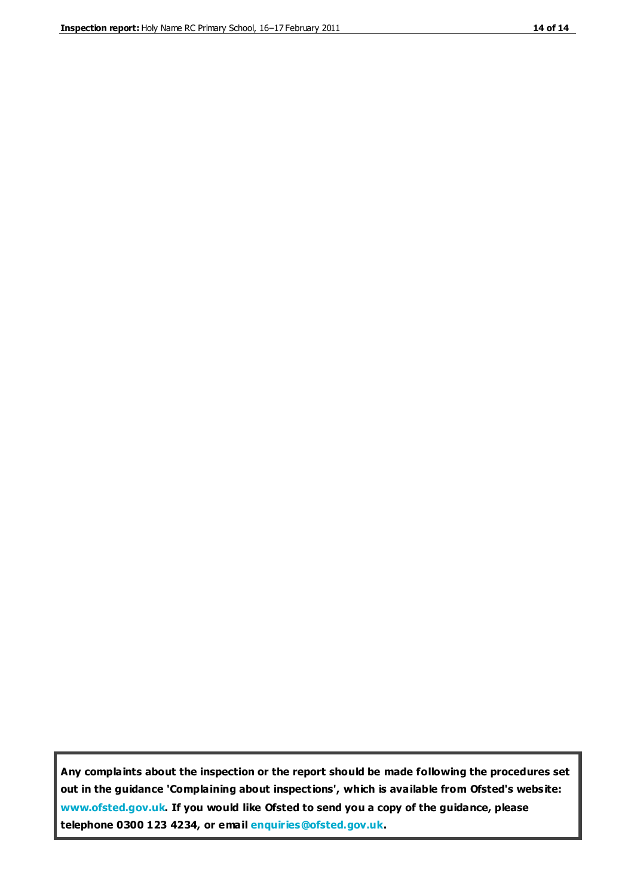**Any complaints about the inspection or the report should be made following the procedures set out in the guidance 'Complaining about inspections', which is available from Ofsted's website: www.ofsted.gov.uk. If you would like Ofsted to send you a copy of the guidance, please telephone 0300 123 4234, or email enquiries@ofsted.gov.uk.**